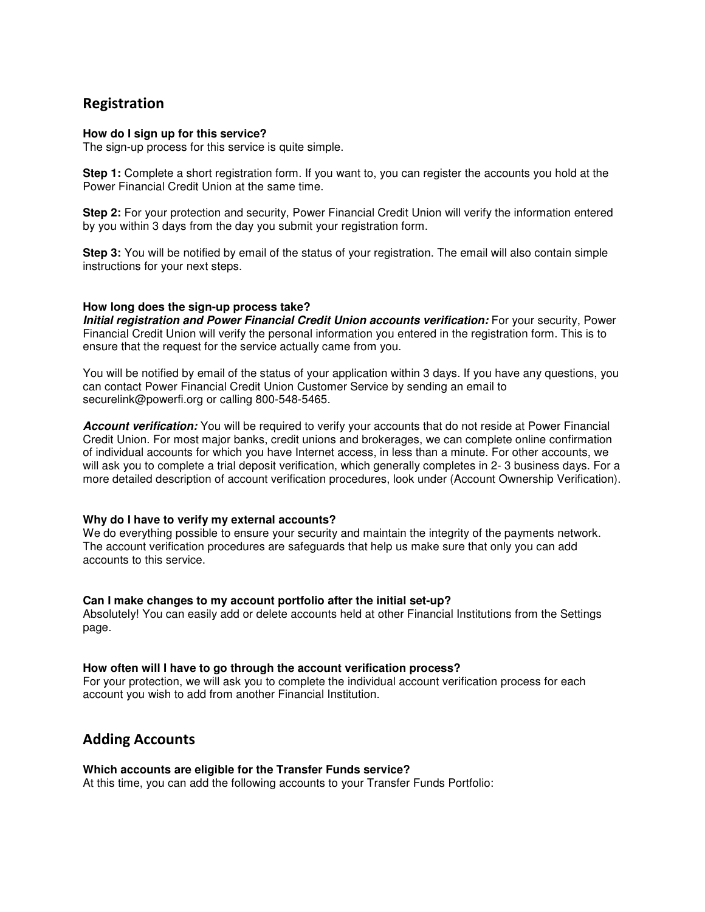## Registration

**How do I sign up for this service?**
The sign-up process for this service is quite simple.

**Step 1:** Complete a short registration form. If you want to, you can register the accounts you hold at the Power Financial Credit Union at the same time.

**Step 2:** For your protection and security, Power Financial Credit Union will verify the information entered by you within 3 days from the day you submit your registration form.

**Step 3:** You will be notified by email of the status of your registration. The email will also contain simple instructions for your next steps.

**How long does the sign-up process take?**
***Initial registration and Power Financial Credit Union accounts verification:*** For your security, Power Financial Credit Union will verify the personal information you entered in the registration form. This is to ensure that the request for the service actually came from you.

You will be notified by email of the status of your application within 3 days. If you have any questions, you can contact Power Financial Credit Union Customer Service by sending an email to securelink@powerfi.org or calling 800-548-5465.

***Account verification:*** You will be required to verify your accounts that do not reside at Power Financial Credit Union. For most major banks, credit unions and brokerages, we can complete online confirmation of individual accounts for which you have Internet access, in less than a minute. For other accounts, we will ask you to complete a trial deposit verification, which generally completes in 2- 3 business days. For a more detailed description of account verification procedures, look under (Account Ownership Verification).

**Why do I have to verify my external accounts?**
We do everything possible to ensure your security and maintain the integrity of the payments network. The account verification procedures are safeguards that help us make sure that only you can add accounts to this service.

**Can I make changes to my account portfolio after the initial set-up?**
Absolutely! You can easily add or delete accounts held at other Financial Institutions from the Settings page.

**How often will I have to go through the account verification process?**
For your protection, we will ask you to complete the individual account verification process for each account you wish to add from another Financial Institution.

## Adding Accounts

**Which accounts are eligible for the Transfer Funds service?**
At this time, you can add the following accounts to your Transfer Funds Portfolio: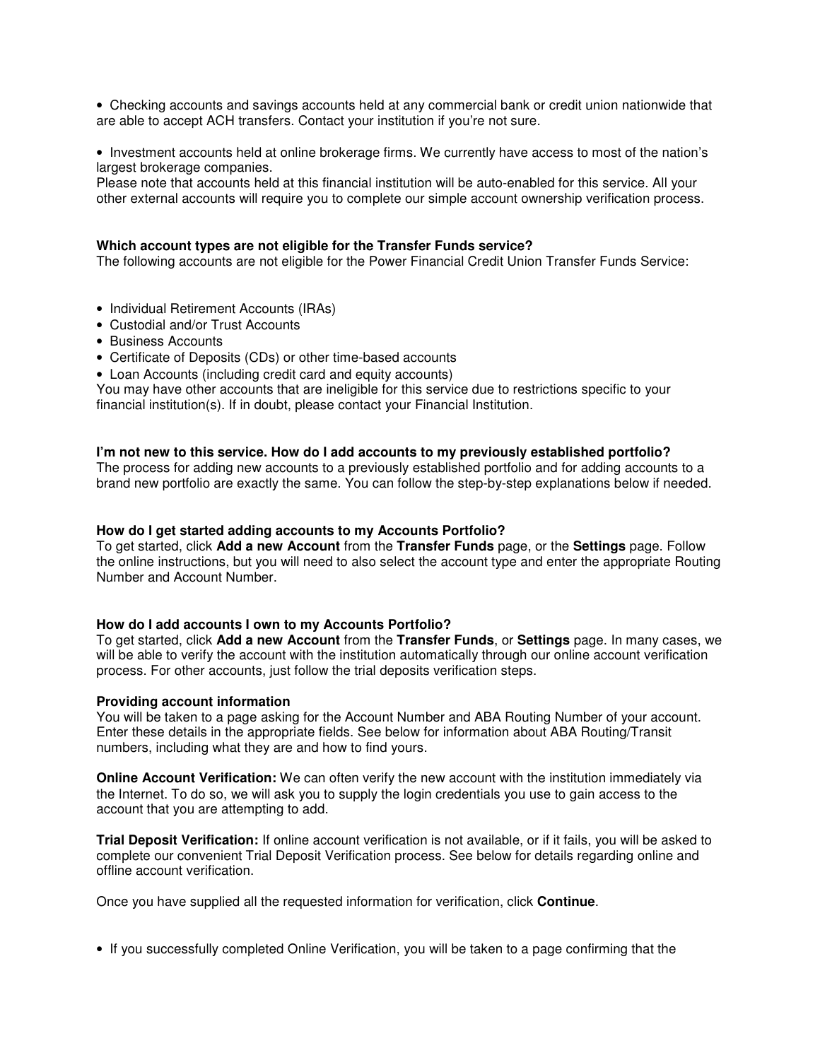- Checking accounts and savings accounts held at any commercial bank or credit union nationwide that are able to accept ACH transfers. Contact your institution if you're not sure.

- Investment accounts held at online brokerage firms. We currently have access to most of the nation's largest brokerage companies.

Please note that accounts held at this financial institution will be auto-enabled for this service. All your other external accounts will require you to complete our simple account ownership verification process.

**Which account types are not eligible for the Transfer Funds service?**
The following accounts are not eligible for the Power Financial Credit Union Transfer Funds Service:

- Individual Retirement Accounts (IRAs)
- Custodial and/or Trust Accounts
- Business Accounts
- Certificate of Deposits (CDs) or other time-based accounts
- Loan Accounts (including credit card and equity accounts)

You may have other accounts that are ineligible for this service due to restrictions specific to your financial institution(s). If in doubt, please contact your Financial Institution.

**I'm not new to this service. How do I add accounts to my previously established portfolio?**
The process for adding new accounts to a previously established portfolio and for adding accounts to a brand new portfolio are exactly the same. You can follow the step-by-step explanations below if needed.

**How do I get started adding accounts to my Accounts Portfolio?**
To get started, click **Add a new Account** from the **Transfer Funds** page, or the **Settings** page. Follow the online instructions, but you will need to also select the account type and enter the appropriate Routing Number and Account Number.

**How do I add accounts I own to my Accounts Portfolio?**
To get started, click **Add a new Account** from the **Transfer Funds**, or **Settings** page. In many cases, we will be able to verify the account with the institution automatically through our online account verification process. For other accounts, just follow the trial deposits verification steps.

**Providing account information**
You will be taken to a page asking for the Account Number and ABA Routing Number of your account. Enter these details in the appropriate fields. See below for information about ABA Routing/Transit numbers, including what they are and how to find yours.

**Online Account Verification:** We can often verify the new account with the institution immediately via the Internet. To do so, we will ask you to supply the login credentials you use to gain access to the account that you are attempting to add.

**Trial Deposit Verification:** If online account verification is not available, or if it fails, you will be asked to complete our convenient Trial Deposit Verification process. See below for details regarding online and offline account verification.

Once you have supplied all the requested information for verification, click **Continue**.

- If you successfully completed Online Verification, you will be taken to a page confirming that the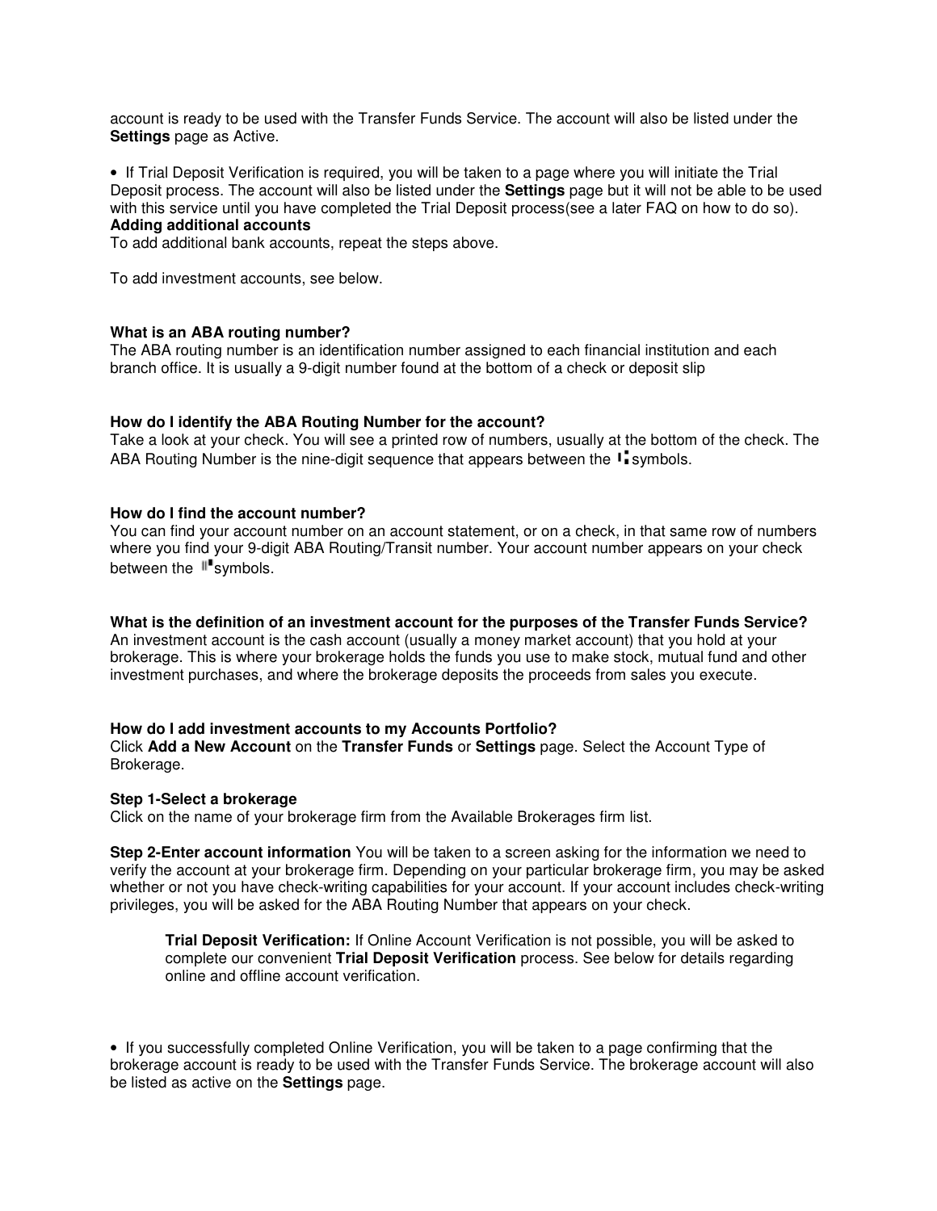account is ready to be used with the Transfer Funds Service. The account will also be listed under the **Settings** page as Active.

- If Trial Deposit Verification is required, you will be taken to a page where you will initiate the Trial Deposit process. The account will also be listed under the **Settings** page but it will not be able to be used with this service until you have completed the Trial Deposit process(see a later FAQ on how to do so).

**Adding additional accounts**

To add additional bank accounts, repeat the steps above.

To add investment accounts, see below.

**What is an ABA routing number?**

The ABA routing number is an identification number assigned to each financial institution and each branch office. It is usually a 9-digit number found at the bottom of a check or deposit slip

**How do I identify the ABA Routing Number for the account?**

Take a look at your check. You will see a printed row of numbers, usually at the bottom of the check. The ABA Routing Number is the nine-digit sequence that appears between the ⑆ symbols.

**How do I find the account number?**

You can find your account number on an account statement, or on a check, in that same row of numbers where you find your 9-digit ABA Routing/Transit number. Your account number appears on your check between the ⑈ symbols.

**What is the definition of an investment account for the purposes of the Transfer Funds Service?**

An investment account is the cash account (usually a money market account) that you hold at your brokerage. This is where your brokerage holds the funds you use to make stock, mutual fund and other investment purchases, and where the brokerage deposits the proceeds from sales you execute.

**How do I add investment accounts to my Accounts Portfolio?**

Click **Add a New Account** on the **Transfer Funds** or **Settings** page. Select the Account Type of Brokerage.

**Step 1-Select a brokerage**

Click on the name of your brokerage firm from the Available Brokerages firm list.

**Step 2-Enter account information** You will be taken to a screen asking for the information we need to verify the account at your brokerage firm. Depending on your particular brokerage firm, you may be asked whether or not you have check-writing capabilities for your account. If your account includes check-writing privileges, you will be asked for the ABA Routing Number that appears on your check.

> **Trial Deposit Verification:** If Online Account Verification is not possible, you will be asked to complete our convenient **Trial Deposit Verification** process. See below for details regarding online and offline account verification.

- If you successfully completed Online Verification, you will be taken to a page confirming that the brokerage account is ready to be used with the Transfer Funds Service. The brokerage account will also be listed as active on the **Settings** page.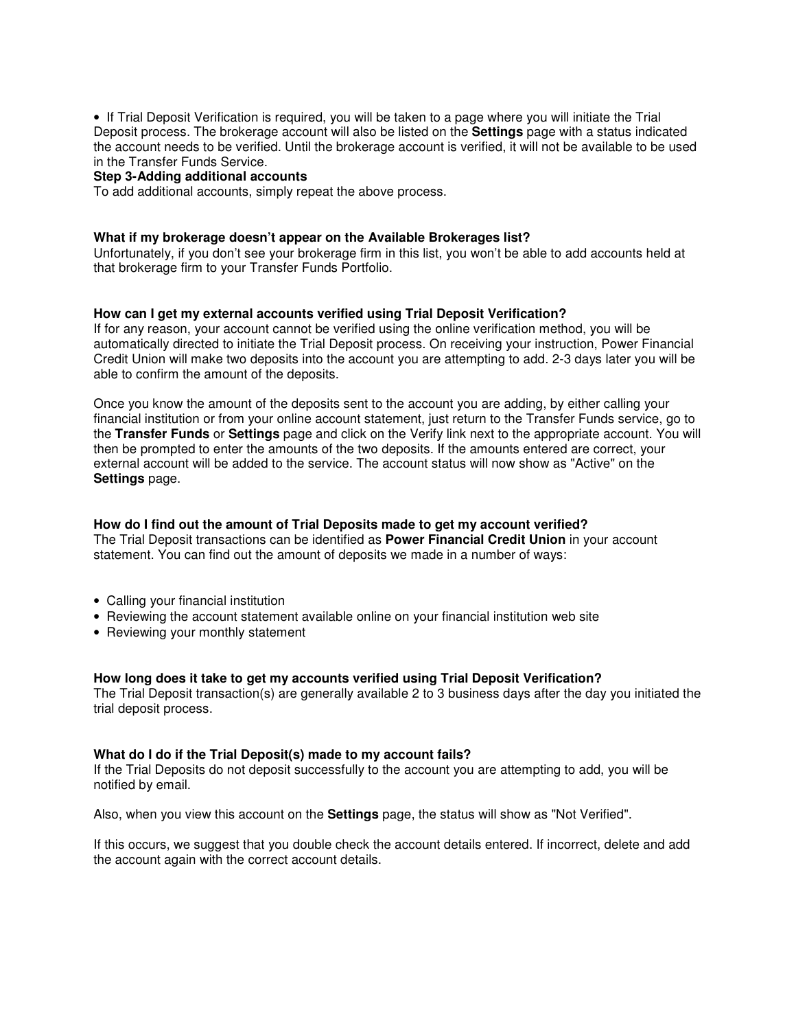- If Trial Deposit Verification is required, you will be taken to a page where you will initiate the Trial Deposit process. The brokerage account will also be listed on the **Settings** page with a status indicated the account needs to be verified. Until the brokerage account is verified, it will not be available to be used in the Transfer Funds Service.

**Step 3-Adding additional accounts**

To add additional accounts, simply repeat the above process.

**What if my brokerage doesn't appear on the Available Brokerages list?**

Unfortunately, if you don't see your brokerage firm in this list, you won't be able to add accounts held at that brokerage firm to your Transfer Funds Portfolio.

**How can I get my external accounts verified using Trial Deposit Verification?**

If for any reason, your account cannot be verified using the online verification method, you will be automatically directed to initiate the Trial Deposit process. On receiving your instruction, Power Financial Credit Union will make two deposits into the account you are attempting to add. 2-3 days later you will be able to confirm the amount of the deposits.

Once you know the amount of the deposits sent to the account you are adding, by either calling your financial institution or from your online account statement, just return to the Transfer Funds service, go to the **Transfer Funds** or **Settings** page and click on the Verify link next to the appropriate account. You will then be prompted to enter the amounts of the two deposits. If the amounts entered are correct, your external account will be added to the service. The account status will now show as "Active" on the **Settings** page.

**How do I find out the amount of Trial Deposits made to get my account verified?**

The Trial Deposit transactions can be identified as **Power Financial Credit Union** in your account statement. You can find out the amount of deposits we made in a number of ways:

- Calling your financial institution
- Reviewing the account statement available online on your financial institution web site
- Reviewing your monthly statement

**How long does it take to get my accounts verified using Trial Deposit Verification?**

The Trial Deposit transaction(s) are generally available 2 to 3 business days after the day you initiated the trial deposit process.

**What do I do if the Trial Deposit(s) made to my account fails?**

If the Trial Deposits do not deposit successfully to the account you are attempting to add, you will be notified by email.

Also, when you view this account on the **Settings** page, the status will show as "Not Verified".

If this occurs, we suggest that you double check the account details entered. If incorrect, delete and add the account again with the correct account details.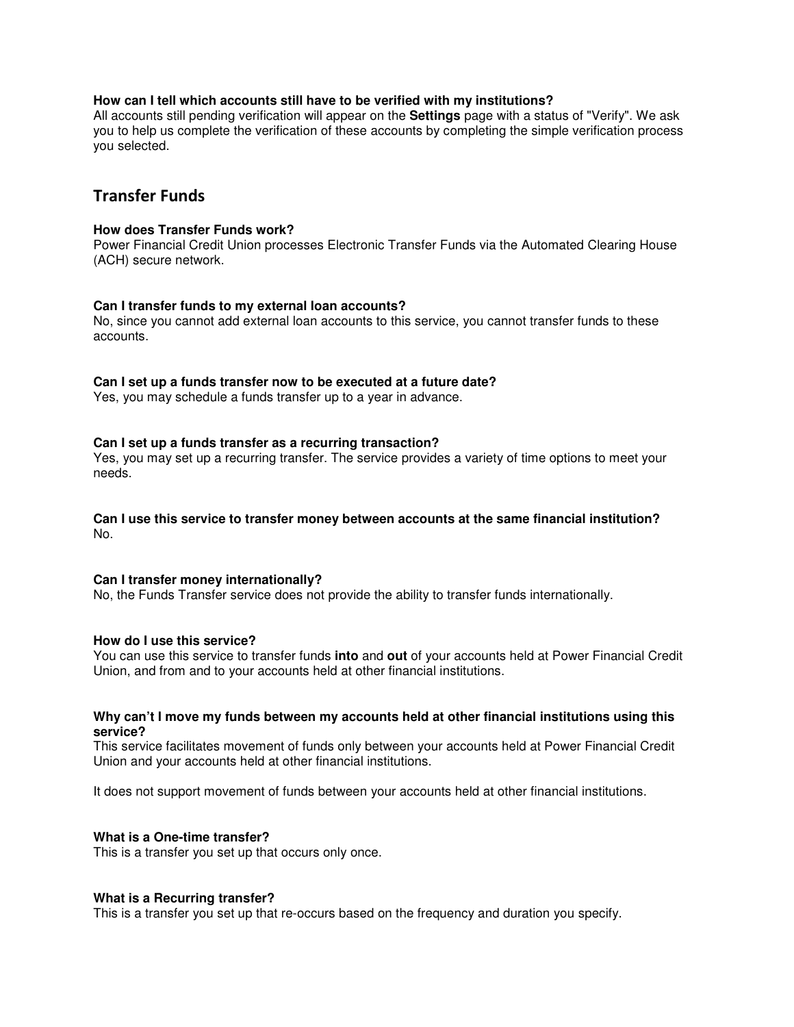**How can I tell which accounts still have to be verified with my institutions?**
All accounts still pending verification will appear on the **Settings** page with a status of "Verify". We ask you to help us complete the verification of these accounts by completing the simple verification process you selected.

## Transfer Funds

**How does Transfer Funds work?**
Power Financial Credit Union processes Electronic Transfer Funds via the Automated Clearing House (ACH) secure network.

**Can I transfer funds to my external loan accounts?**
No, since you cannot add external loan accounts to this service, you cannot transfer funds to these accounts.

**Can I set up a funds transfer now to be executed at a future date?**
Yes, you may schedule a funds transfer up to a year in advance.

**Can I set up a funds transfer as a recurring transaction?**
Yes, you may set up a recurring transfer. The service provides a variety of time options to meet your needs.

**Can I use this service to transfer money between accounts at the same financial institution?**
No.

**Can I transfer money internationally?**
No, the Funds Transfer service does not provide the ability to transfer funds internationally.

**How do I use this service?**
You can use this service to transfer funds **into** and **out** of your accounts held at Power Financial Credit Union, and from and to your accounts held at other financial institutions.

**Why can't I move my funds between my accounts held at other financial institutions using this service?**
This service facilitates movement of funds only between your accounts held at Power Financial Credit Union and your accounts held at other financial institutions.

It does not support movement of funds between your accounts held at other financial institutions.

**What is a One-time transfer?**
This is a transfer you set up that occurs only once.

**What is a Recurring transfer?**
This is a transfer you set up that re-occurs based on the frequency and duration you specify.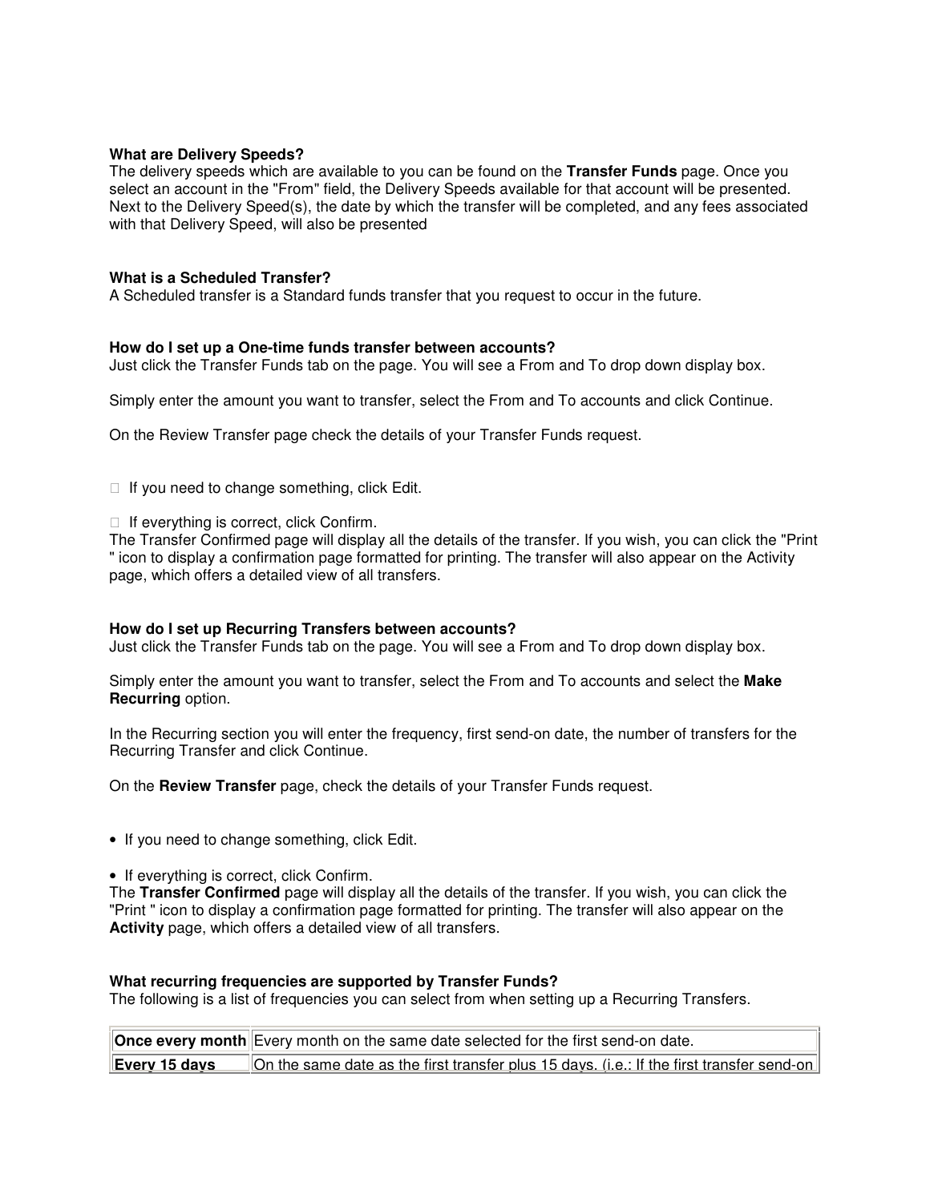**What are Delivery Speeds?**
The delivery speeds which are available to you can be found on the **Transfer Funds** page. Once you select an account in the "From" field, the Delivery Speeds available for that account will be presented. Next to the Delivery Speed(s), the date by which the transfer will be completed, and any fees associated with that Delivery Speed, will also be presented

**What is a Scheduled Transfer?**
A Scheduled transfer is a Standard funds transfer that you request to occur in the future.

**How do I set up a One-time funds transfer between accounts?**
Just click the Transfer Funds tab on the page. You will see a From and To drop down display box.

Simply enter the amount you want to transfer, select the From and To accounts and click Continue.

On the Review Transfer page check the details of your Transfer Funds request.

- If you need to change something, click Edit.

- If everything is correct, click Confirm.

The Transfer Confirmed page will display all the details of the transfer. If you wish, you can click the "Print " icon to display a confirmation page formatted for printing. The transfer will also appear on the Activity page, which offers a detailed view of all transfers.

**How do I set up Recurring Transfers between accounts?**
Just click the Transfer Funds tab on the page. You will see a From and To drop down display box.

Simply enter the amount you want to transfer, select the From and To accounts and select the **Make Recurring** option.

In the Recurring section you will enter the frequency, first send-on date, the number of transfers for the Recurring Transfer and click Continue.

On the **Review Transfer** page, check the details of your Transfer Funds request.

- If you need to change something, click Edit.

- If everything is correct, click Confirm.

The **Transfer Confirmed** page will display all the details of the transfer. If you wish, you can click the "Print " icon to display a confirmation page formatted for printing. The transfer will also appear on the **Activity** page, which offers a detailed view of all transfers.

**What recurring frequencies are supported by Transfer Funds?**
The following is a list of frequencies you can select from when setting up a Recurring Transfers.

| | |
|---|---|
| **Once every month** | Every month on the same date selected for the first send-on date. |
| **Every 15 days** | On the same date as the first transfer plus 15 days. (i.e.: If the first transfer send-on |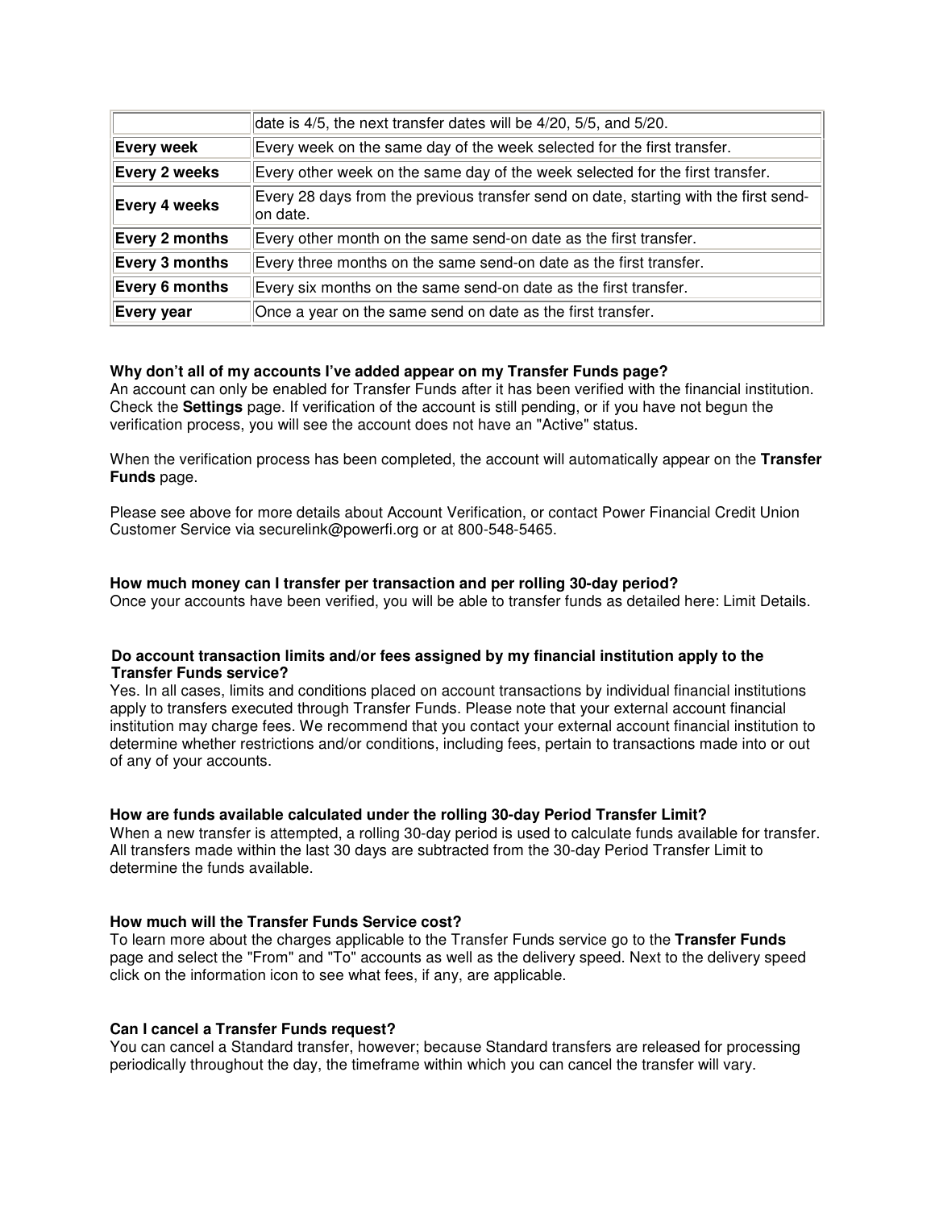| | |
|---|---|
| | date is 4/5, the next transfer dates will be 4/20, 5/5, and 5/20. |
| **Every week** | Every week on the same day of the week selected for the first transfer. |
| **Every 2 weeks** | Every other week on the same day of the week selected for the first transfer. |
| **Every 4 weeks** | Every 28 days from the previous transfer send on date, starting with the first send-on date. |
| **Every 2 months** | Every other month on the same send-on date as the first transfer. |
| **Every 3 months** | Every three months on the same send-on date as the first transfer. |
| **Every 6 months** | Every six months on the same send-on date as the first transfer. |
| **Every year** | Once a year on the same send on date as the first transfer. |

**Why don't all of my accounts I've added appear on my Transfer Funds page?**
An account can only be enabled for Transfer Funds after it has been verified with the financial institution. Check the **Settings** page. If verification of the account is still pending, or if you have not begun the verification process, you will see the account does not have an "Active" status.

When the verification process has been completed, the account will automatically appear on the **Transfer Funds** page.

Please see above for more details about Account Verification, or contact Power Financial Credit Union Customer Service via securelink@powerfi.org or at 800-548-5465.

**How much money can I transfer per transaction and per rolling 30-day period?**
Once your accounts have been verified, you will be able to transfer funds as detailed here: Limit Details.

**Do account transaction limits and/or fees assigned by my financial institution apply to the Transfer Funds service?**
Yes. In all cases, limits and conditions placed on account transactions by individual financial institutions apply to transfers executed through Transfer Funds. Please note that your external account financial institution may charge fees. We recommend that you contact your external account financial institution to determine whether restrictions and/or conditions, including fees, pertain to transactions made into or out of any of your accounts.

**How are funds available calculated under the rolling 30-day Period Transfer Limit?**
When a new transfer is attempted, a rolling 30-day period is used to calculate funds available for transfer. All transfers made within the last 30 days are subtracted from the 30-day Period Transfer Limit to determine the funds available.

**How much will the Transfer Funds Service cost?**
To learn more about the charges applicable to the Transfer Funds service go to the **Transfer Funds** page and select the "From" and "To" accounts as well as the delivery speed. Next to the delivery speed click on the information icon to see what fees, if any, are applicable.

**Can I cancel a Transfer Funds request?**
You can cancel a Standard transfer, however; because Standard transfers are released for processing periodically throughout the day, the timeframe within which you can cancel the transfer will vary.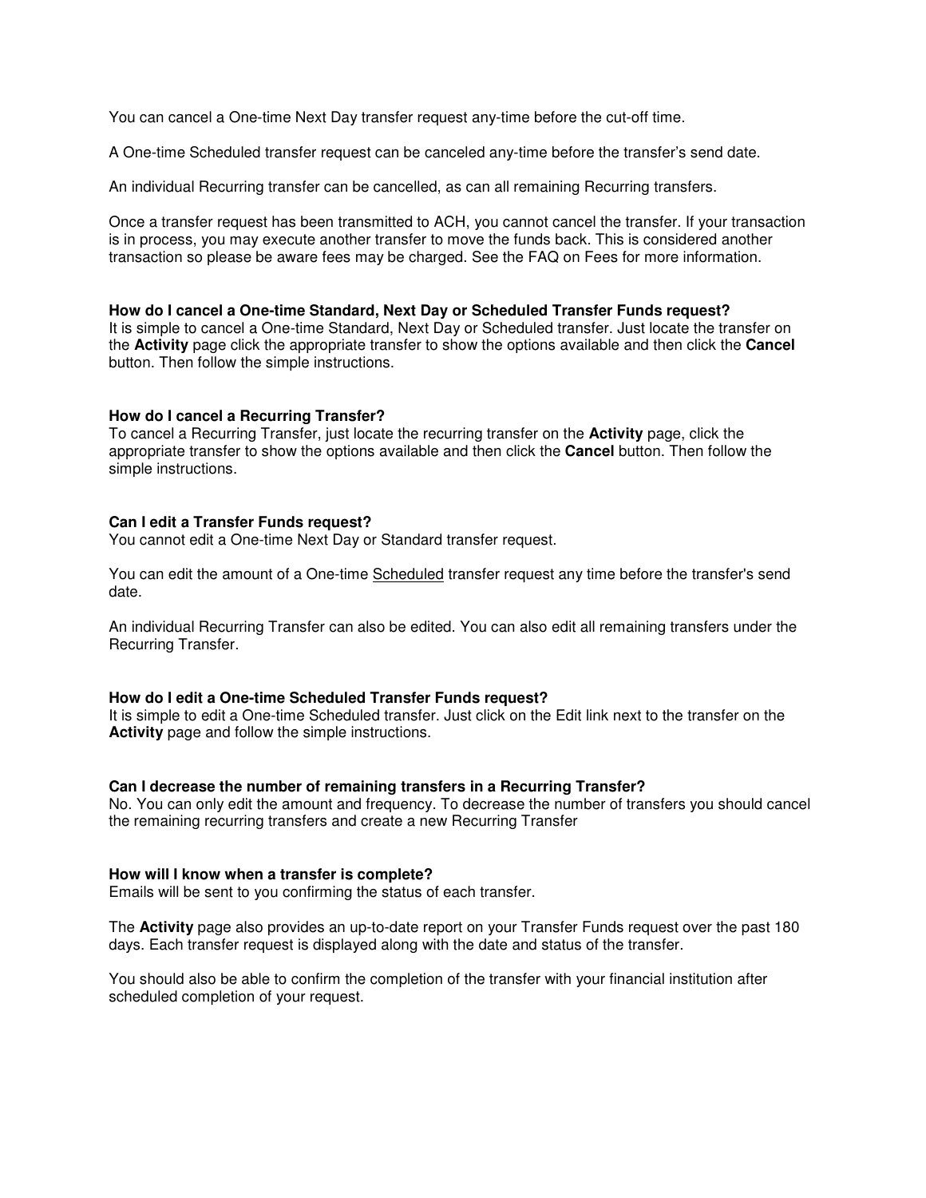You can cancel a One-time Next Day transfer request any-time before the cut-off time.

A One-time Scheduled transfer request can be canceled any-time before the transfer's send date.

An individual Recurring transfer can be cancelled, as can all remaining Recurring transfers.

Once a transfer request has been transmitted to ACH, you cannot cancel the transfer. If your transaction is in process, you may execute another transfer to move the funds back. This is considered another transaction so please be aware fees may be charged. See the FAQ on Fees for more information.

**How do I cancel a One-time Standard, Next Day or Scheduled Transfer Funds request?**
It is simple to cancel a One-time Standard, Next Day or Scheduled transfer. Just locate the transfer on the **Activity** page click the appropriate transfer to show the options available and then click the **Cancel** button. Then follow the simple instructions.

**How do I cancel a Recurring Transfer?**
To cancel a Recurring Transfer, just locate the recurring transfer on the **Activity** page, click the appropriate transfer to show the options available and then click the **Cancel** button. Then follow the simple instructions.

**Can I edit a Transfer Funds request?**
You cannot edit a One-time Next Day or Standard transfer request.

You can edit the amount of a One-time <u>Scheduled</u> transfer request any time before the transfer's send date.

An individual Recurring Transfer can also be edited. You can also edit all remaining transfers under the Recurring Transfer.

**How do I edit a One-time Scheduled Transfer Funds request?**
It is simple to edit a One-time Scheduled transfer. Just click on the Edit link next to the transfer on the **Activity** page and follow the simple instructions.

**Can I decrease the number of remaining transfers in a Recurring Transfer?**
No. You can only edit the amount and frequency. To decrease the number of transfers you should cancel the remaining recurring transfers and create a new Recurring Transfer

**How will I know when a transfer is complete?**
Emails will be sent to you confirming the status of each transfer.

The **Activity** page also provides an up-to-date report on your Transfer Funds request over the past 180 days. Each transfer request is displayed along with the date and status of the transfer.

You should also be able to confirm the completion of the transfer with your financial institution after scheduled completion of your request.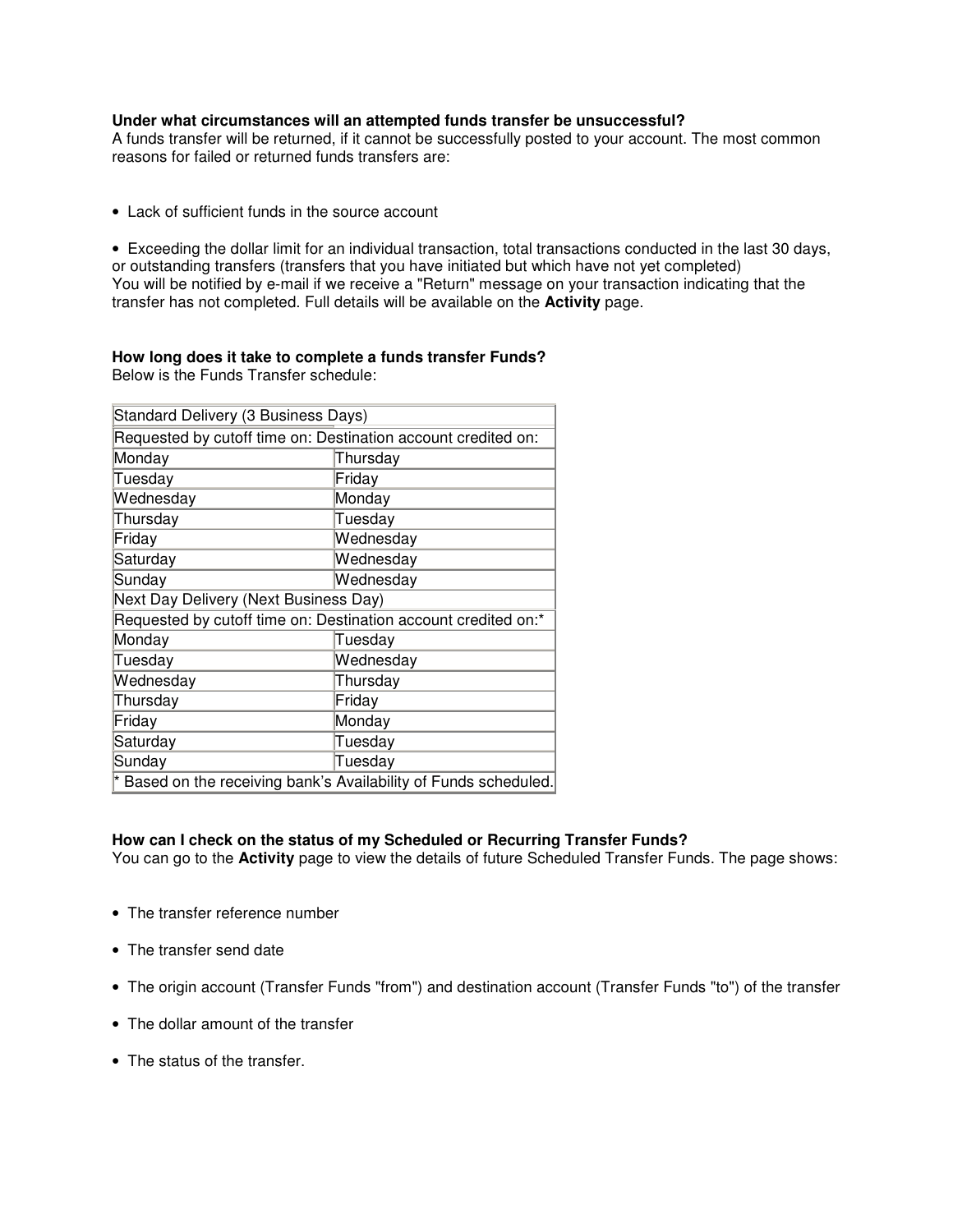**Under what circumstances will an attempted funds transfer be unsuccessful?**
A funds transfer will be returned, if it cannot be successfully posted to your account. The most common reasons for failed or returned funds transfers are:

- Lack of sufficient funds in the source account

- Exceeding the dollar limit for an individual transaction, total transactions conducted in the last 30 days, or outstanding transfers (transfers that you have initiated but which have not yet completed)

You will be notified by e-mail if we receive a "Return" message on your transaction indicating that the transfer has not completed. Full details will be available on the **Activity** page.

**How long does it take to complete a funds transfer Funds?**
Below is the Funds Transfer schedule:

| Standard Delivery (3 Business Days) | |
|---|---|
| Requested by cutoff time on: | Destination account credited on: |
| Monday | Thursday |
| Tuesday | Friday |
| Wednesday | Monday |
| Thursday | Tuesday |
| Friday | Wednesday |
| Saturday | Wednesday |
| Sunday | Wednesday |
| Next Day Delivery (Next Business Day) | |
| Requested by cutoff time on: | Destination account credited on:* |
| Monday | Tuesday |
| Tuesday | Wednesday |
| Wednesday | Thursday |
| Thursday | Friday |
| Friday | Monday |
| Saturday | Tuesday |
| Sunday | Tuesday |
| * Based on the receiving bank's Availability of Funds scheduled. | |

**How can I check on the status of my Scheduled or Recurring Transfer Funds?**
You can go to the **Activity** page to view the details of future Scheduled Transfer Funds. The page shows:

- The transfer reference number

- The transfer send date

- The origin account (Transfer Funds "from") and destination account (Transfer Funds "to") of the transfer

- The dollar amount of the transfer

- The status of the transfer.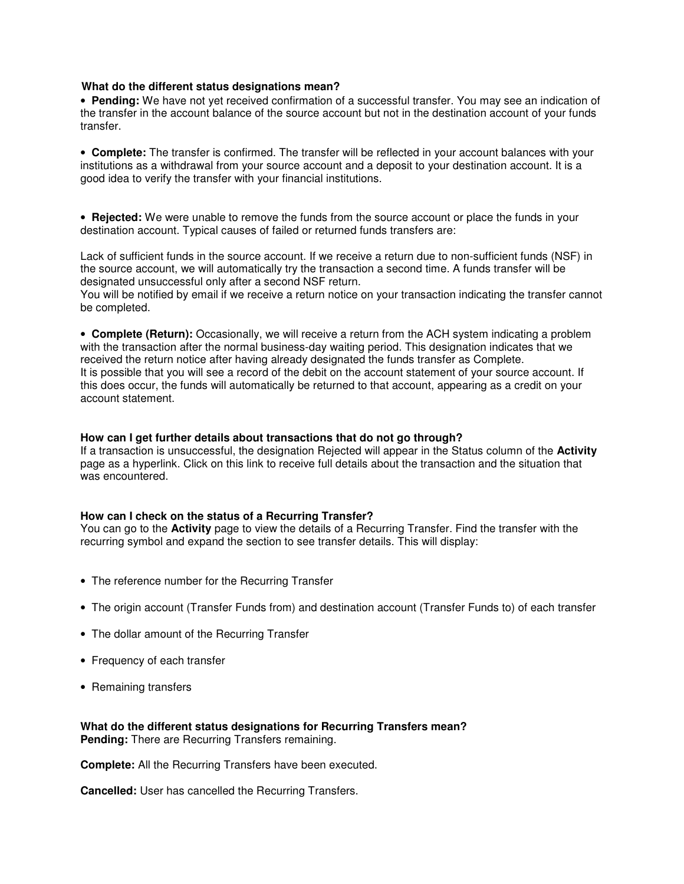**What do the different status designations mean?**

- **Pending:** We have not yet received confirmation of a successful transfer. You may see an indication of the transfer in the account balance of the source account but not in the destination account of your funds transfer.

- **Complete:** The transfer is confirmed. The transfer will be reflected in your account balances with your institutions as a withdrawal from your source account and a deposit to your destination account. It is a good idea to verify the transfer with your financial institutions.

- **Rejected:** We were unable to remove the funds from the source account or place the funds in your destination account. Typical causes of failed or returned funds transfers are:

Lack of sufficient funds in the source account. If we receive a return due to non-sufficient funds (NSF) in the source account, we will automatically try the transaction a second time. A funds transfer will be designated unsuccessful only after a second NSF return.
You will be notified by email if we receive a return notice on your transaction indicating the transfer cannot be completed.

- **Complete (Return):** Occasionally, we will receive a return from the ACH system indicating a problem with the transaction after the normal business-day waiting period. This designation indicates that we received the return notice after having already designated the funds transfer as Complete.
It is possible that you will see a record of the debit on the account statement of your source account. If this does occur, the funds will automatically be returned to that account, appearing as a credit on your account statement.

**How can I get further details about transactions that do not go through?**
If a transaction is unsuccessful, the designation Rejected will appear in the Status column of the **Activity** page as a hyperlink. Click on this link to receive full details about the transaction and the situation that was encountered.

**How can I check on the status of a Recurring Transfer?**
You can go to the **Activity** page to view the details of a Recurring Transfer. Find the transfer with the recurring symbol and expand the section to see transfer details. This will display:

- The reference number for the Recurring Transfer
- The origin account (Transfer Funds from) and destination account (Transfer Funds to) of each transfer
- The dollar amount of the Recurring Transfer
- Frequency of each transfer
- Remaining transfers

**What do the different status designations for Recurring Transfers mean?**
**Pending:** There are Recurring Transfers remaining.

**Complete:** All the Recurring Transfers have been executed.

**Cancelled:** User has cancelled the Recurring Transfers.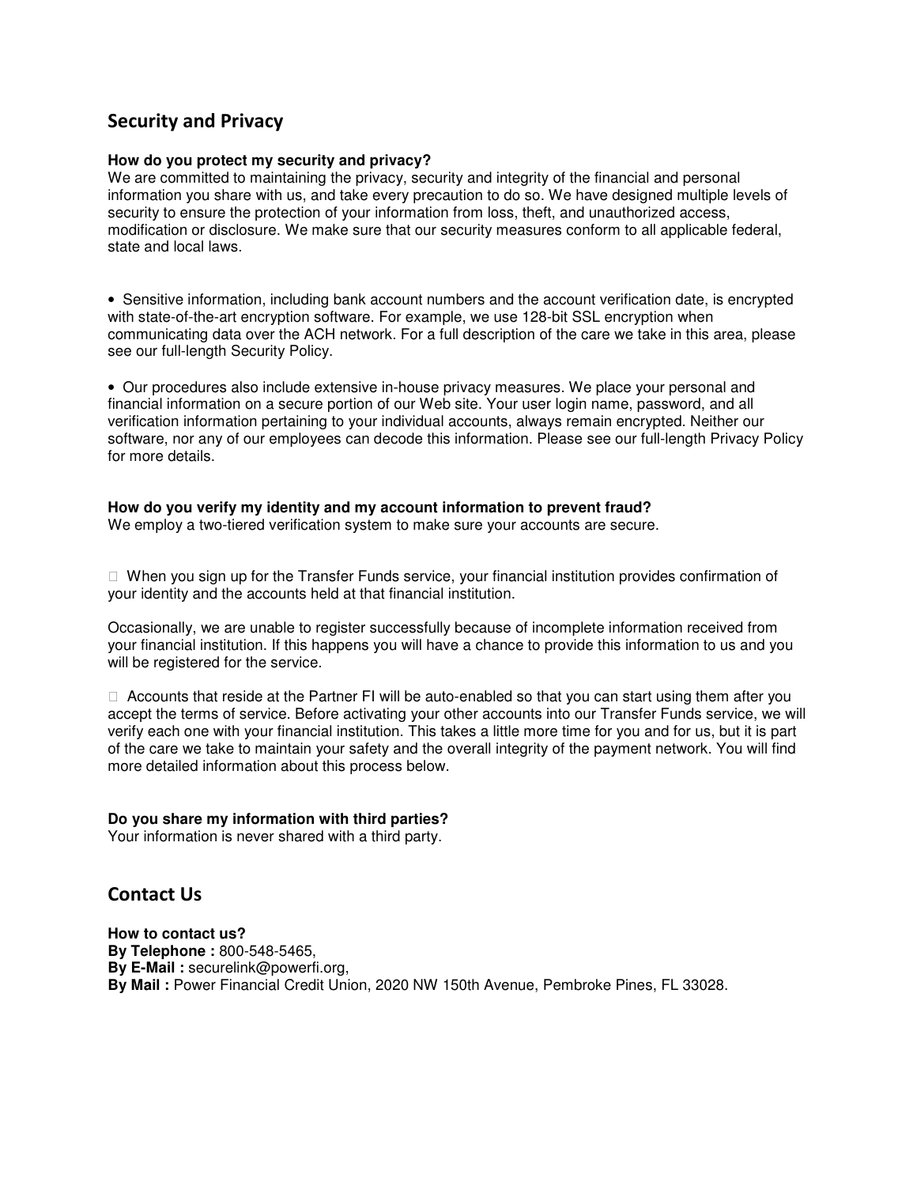## Security and Privacy

**How do you protect my security and privacy?**
We are committed to maintaining the privacy, security and integrity of the financial and personal information you share with us, and take every precaution to do so. We have designed multiple levels of security to ensure the protection of your information from loss, theft, and unauthorized access, modification or disclosure. We make sure that our security measures conform to all applicable federal, state and local laws.

- Sensitive information, including bank account numbers and the account verification date, is encrypted with state-of-the-art encryption software. For example, we use 128-bit SSL encryption when communicating data over the ACH network. For a full description of the care we take in this area, please see our full-length Security Policy.

- Our procedures also include extensive in-house privacy measures. We place your personal and financial information on a secure portion of our Web site. Your user login name, password, and all verification information pertaining to your individual accounts, always remain encrypted. Neither our software, nor any of our employees can decode this information. Please see our full-length Privacy Policy for more details.

**How do you verify my identity and my account information to prevent fraud?**
We employ a two-tiered verification system to make sure your accounts are secure.

- When you sign up for the Transfer Funds service, your financial institution provides confirmation of your identity and the accounts held at that financial institution.

Occasionally, we are unable to register successfully because of incomplete information received from your financial institution. If this happens you will have a chance to provide this information to us and you will be registered for the service.

- Accounts that reside at the Partner FI will be auto-enabled so that you can start using them after you accept the terms of service. Before activating your other accounts into our Transfer Funds service, we will verify each one with your financial institution. This takes a little more time for you and for us, but it is part of the care we take to maintain your safety and the overall integrity of the payment network. You will find more detailed information about this process below.

**Do you share my information with third parties?**
Your information is never shared with a third party.

## Contact Us

**How to contact us?**
**By Telephone :** 800-548-5465,
**By E-Mail :** securelink@powerfi.org,
**By Mail :** Power Financial Credit Union, 2020 NW 150th Avenue, Pembroke Pines, FL 33028.